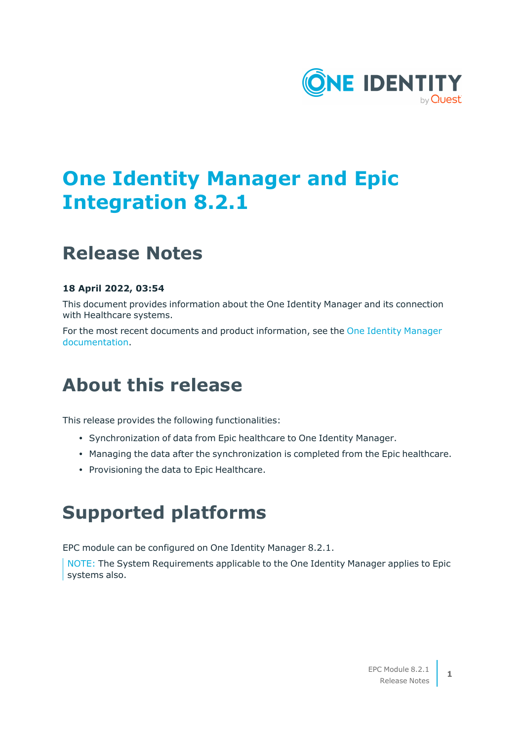# One Identity Manager and Epic Integration 8.2.1

## Release Notes

**18 April 2022, 03:54**

This document provides information about the One Identity Manager and its connection with Healthcare systems.

For the most recent documents and product information, see the One Identity Manager documentation.

# About this release

This release provides the following functionalities:

- Synchronization of data from Epic healthcare to One Identity Manager.
- Managing the data after the synchronization is completed from the Epic healthcare.
- Provisioning the data to Epic Healthcare.

# Supported platforms

EPC module can be configured on One Identity Manager 8.2.1.

NOTE: The System Requirements applicable to the One Identity Manager applies to Epic systems also.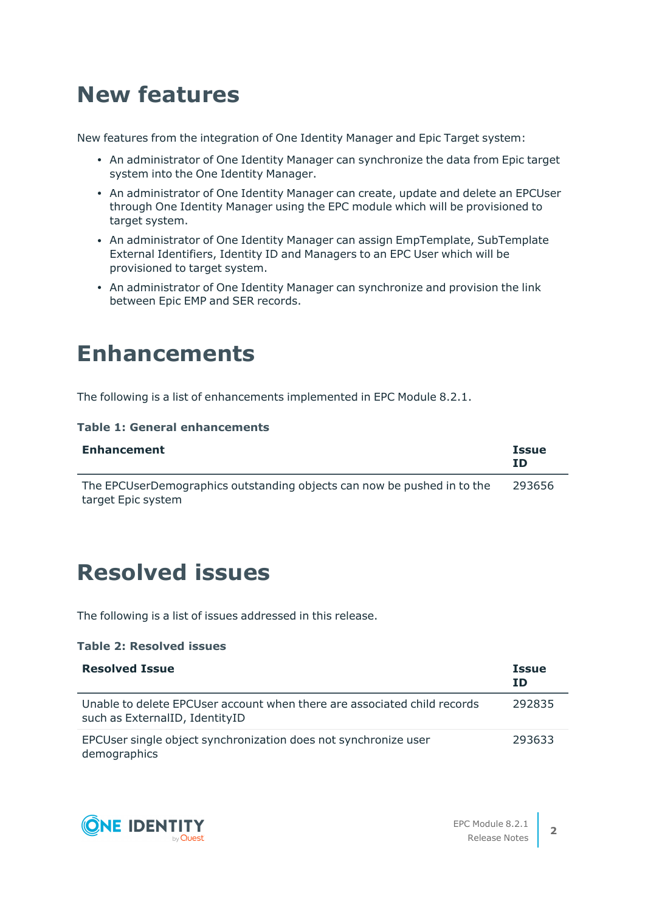# New features

New features from the integration of One Identity Manager and Epic Target system:

- An administrator of One Identity Manager can synchronize the data from Epic target system into the One Identity Manager.
- An administrator of One Identity Manager can create, update and delete an EPCUser through One Identity Manager using the EPC module which will be provisioned to target system.
- An administrator of One Identity Manager can assign EmpTemplate, SubTemplate External Identifiers, Identity ID and Managers to an EPC User which will be provisioned to target system.
- An administrator of One Identity Manager can synchronize and provision the link between Epic EMP and SER records.

# Enhancements

The following is a list of enhancements implemented in EPC Module 8.2.1.

**Table 1: General enhancements**

| Enhancement | Issue ID |
|---|---|
| The EPCUserDemographics outstanding objects can now be pushed in to the target Epic system | 293656 |

# Resolved issues

The following is a list of issues addressed in this release.

**Table 2: Resolved issues**

| Resolved Issue | Issue ID |
|---|---|
| Unable to delete EPCUser account when there are associated child records such as ExternalID, IdentityID | 292835 |
| EPCUser single object synchronization does not synchronize user demographics | 293633 |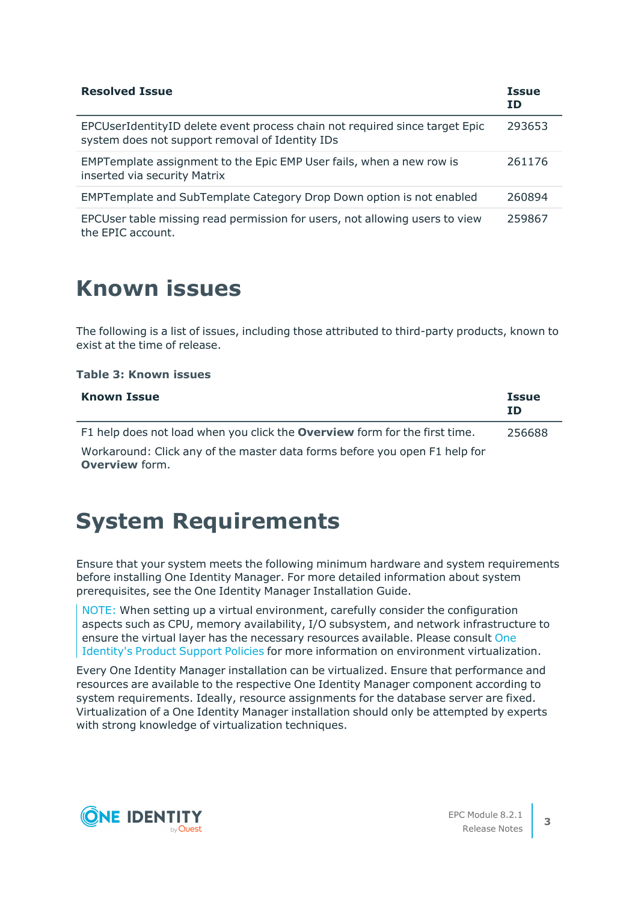| Resolved Issue | Issue ID |
|---|---|
| EPCUserIdentityID delete event process chain not required since target Epic system does not support removal of Identity IDs | 293653 |
| EMPTemplate assignment to the Epic EMP User fails, when a new row is inserted via security Matrix | 261176 |
| EMPTemplate and SubTemplate Category Drop Down option is not enabled | 260894 |
| EPCUser table missing read permission for users, not allowing users to view the EPIC account. | 259867 |

# Known issues

The following is a list of issues, including those attributed to third-party products, known to exist at the time of release.

**Table 3: Known issues**

| Known Issue | Issue ID |
|---|---|
| F1 help does not load when you click the **Overview** form for the first time.<br><br>Workaround: Click any of the master data forms before you open F1 help for **Overview** form. | 256688 |

# System Requirements

Ensure that your system meets the following minimum hardware and system requirements before installing One Identity Manager. For more detailed information about system prerequisites, see the One Identity Manager Installation Guide.

> NOTE: When setting up a virtual environment, carefully consider the configuration aspects such as CPU, memory availability, I/O subsystem, and network infrastructure to ensure the virtual layer has the necessary resources available. Please consult One Identity's Product Support Policies for more information on environment virtualization.

Every One Identity Manager installation can be virtualized. Ensure that performance and resources are available to the respective One Identity Manager component according to system requirements. Ideally, resource assignments for the database server are fixed. Virtualization of a One Identity Manager installation should only be attempted by experts with strong knowledge of virtualization techniques.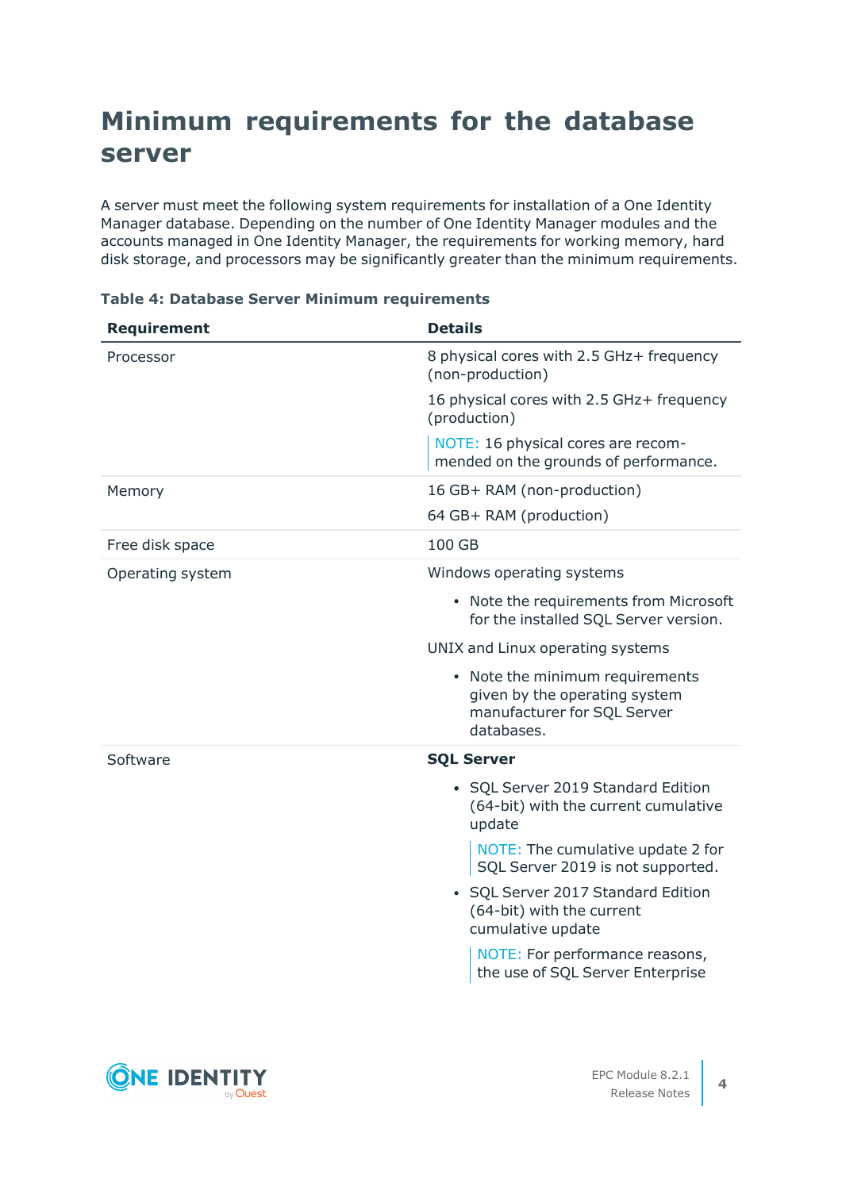# Minimum requirements for the database server

A server must meet the following system requirements for installation of a One Identity Manager database. Depending on the number of One Identity Manager modules and the accounts managed in One Identity Manager, the requirements for working memory, hard disk storage, and processors may be significantly greater than the minimum requirements.

**Table 4: Database Server Minimum requirements**

| Requirement | Details |
| --- | --- |
| Processor | 8 physical cores with 2.5 GHz+ frequency (non-production)<br><br>16 physical cores with 2.5 GHz+ frequency (production)<br><br>NOTE: 16 physical cores are recommended on the grounds of performance. |
| Memory | 16 GB+ RAM (non-production)<br><br>64 GB+ RAM (production) |
| Free disk space | 100 GB |
| Operating system | Windows operating systems<br><br>• Note the requirements from Microsoft for the installed SQL Server version.<br><br>UNIX and Linux operating systems<br><br>• Note the minimum requirements given by the operating system manufacturer for SQL Server databases. |
| Software | **SQL Server**<br><br>• SQL Server 2019 Standard Edition (64-bit) with the current cumulative update<br><br>NOTE: The cumulative update 2 for SQL Server 2019 is not supported.<br><br>• SQL Server 2017 Standard Edition (64-bit) with the current cumulative update<br><br>NOTE: For performance reasons, the use of SQL Server Enterprise |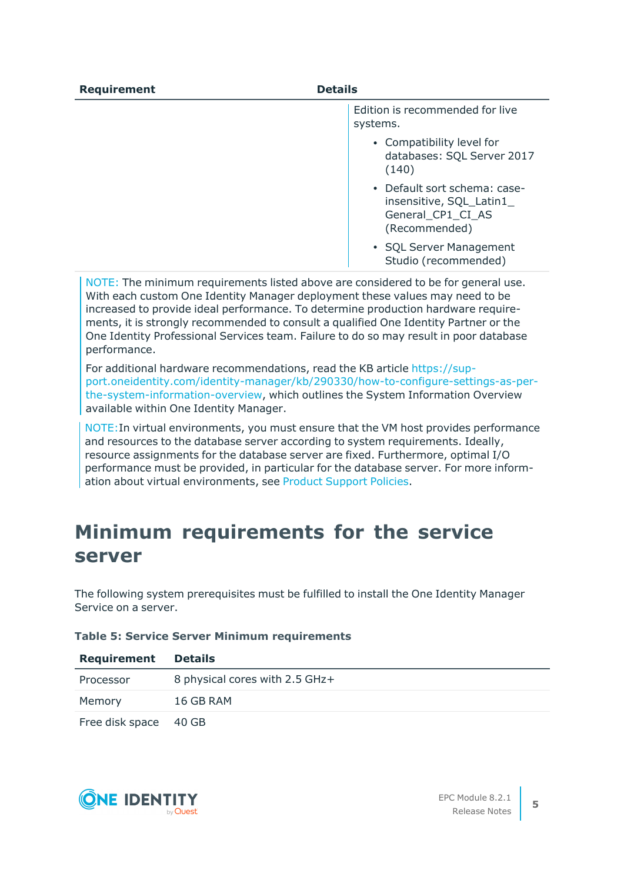| Requirement | Details |
| --- | --- |
| | Edition is recommended for live systems.<br>• Compatibility level for databases: SQL Server 2017 (140)<br>• Default sort schema: case-insensitive, SQL_Latin1_General_CP1_CI_AS (Recommended)<br>• SQL Server Management Studio (recommended) |

NOTE: The minimum requirements listed above are considered to be for general use. With each custom One Identity Manager deployment these values may need to be increased to provide ideal performance. To determine production hardware requirements, it is strongly recommended to consult a qualified One Identity Partner or the One Identity Professional Services team. Failure to do so may result in poor database performance.

For additional hardware recommendations, read the KB article https://support.oneidentity.com/identity-manager/kb/290330/how-to-configure-settings-as-per-the-system-information-overview, which outlines the System Information Overview available within One Identity Manager.

NOTE:In virtual environments, you must ensure that the VM host provides performance and resources to the database server according to system requirements. Ideally, resource assignments for the database server are fixed. Furthermore, optimal I/O performance must be provided, in particular for the database server. For more information about virtual environments, see Product Support Policies.

# Minimum requirements for the service server

The following system prerequisites must be fulfilled to install the One Identity Manager Service on a server.

**Table 5: Service Server Minimum requirements**

| Requirement | Details |
| --- | --- |
| Processor | 8 physical cores with 2.5 GHz+ |
| Memory | 16 GB RAM |
| Free disk space | 40 GB |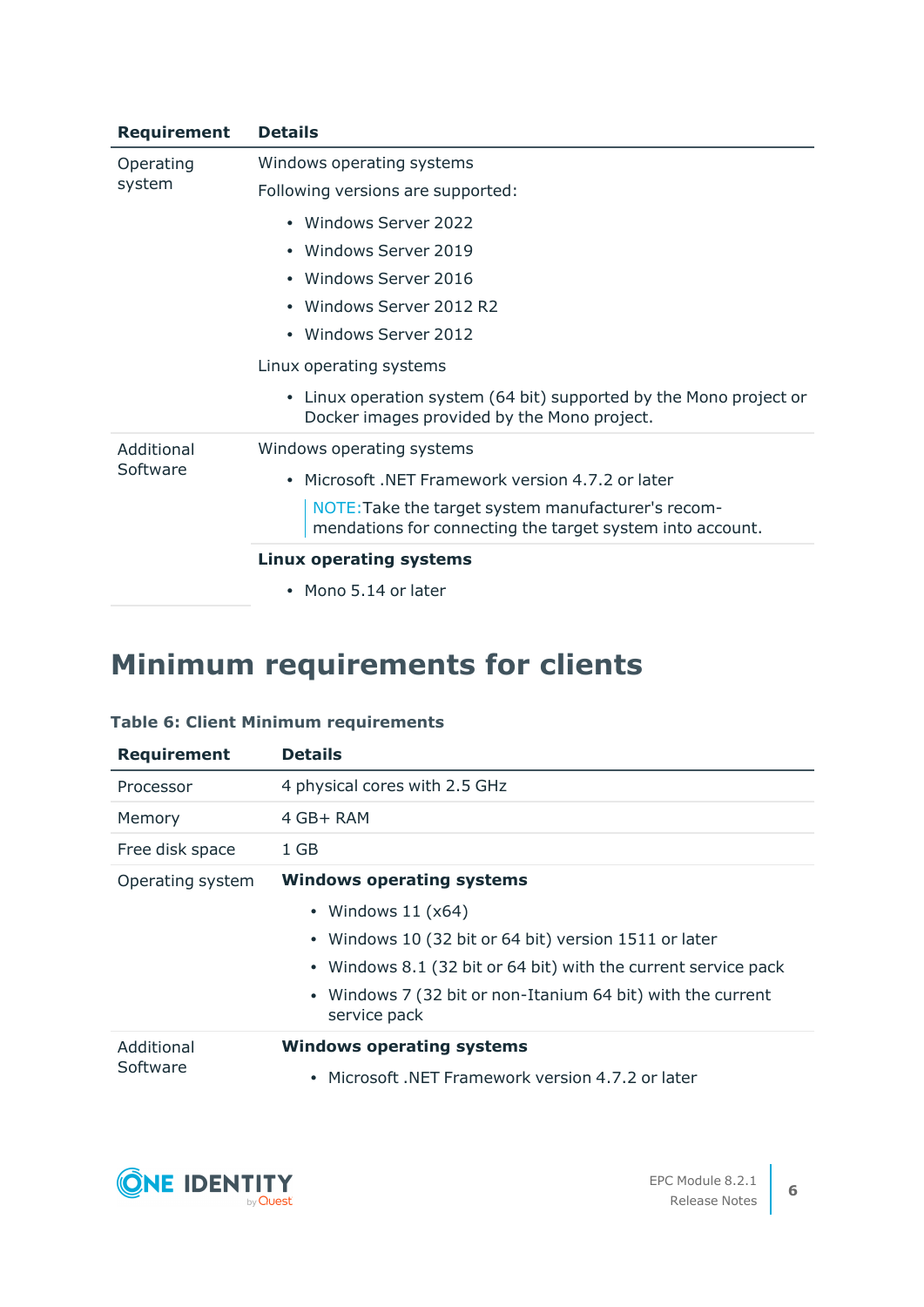| Requirement | Details |
| --- | --- |
| Operating system | Windows operating systems<br>Following versions are supported:<br>• Windows Server 2022<br>• Windows Server 2019<br>• Windows Server 2016<br>• Windows Server 2012 R2<br>• Windows Server 2012<br>Linux operating systems<br>• Linux operation system (64 bit) supported by the Mono project or Docker images provided by the Mono project. |
| Additional Software | Windows operating systems<br>• Microsoft .NET Framework version 4.7.2 or later<br>NOTE:Take the target system manufacturer's recommendations for connecting the target system into account. |
| | **Linux operating systems**<br>• Mono 5.14 or later |

# Minimum requirements for clients

**Table 6: Client Minimum requirements**

| Requirement | Details |
| --- | --- |
| Processor | 4 physical cores with 2.5 GHz |
| Memory | 4 GB+ RAM |
| Free disk space | 1 GB |
| Operating system | **Windows operating systems**<br>• Windows 11 (x64)<br>• Windows 10 (32 bit or 64 bit) version 1511 or later<br>• Windows 8.1 (32 bit or 64 bit) with the current service pack<br>• Windows 7 (32 bit or non-Itanium 64 bit) with the current service pack |
| Additional Software | **Windows operating systems**<br>• Microsoft .NET Framework version 4.7.2 or later |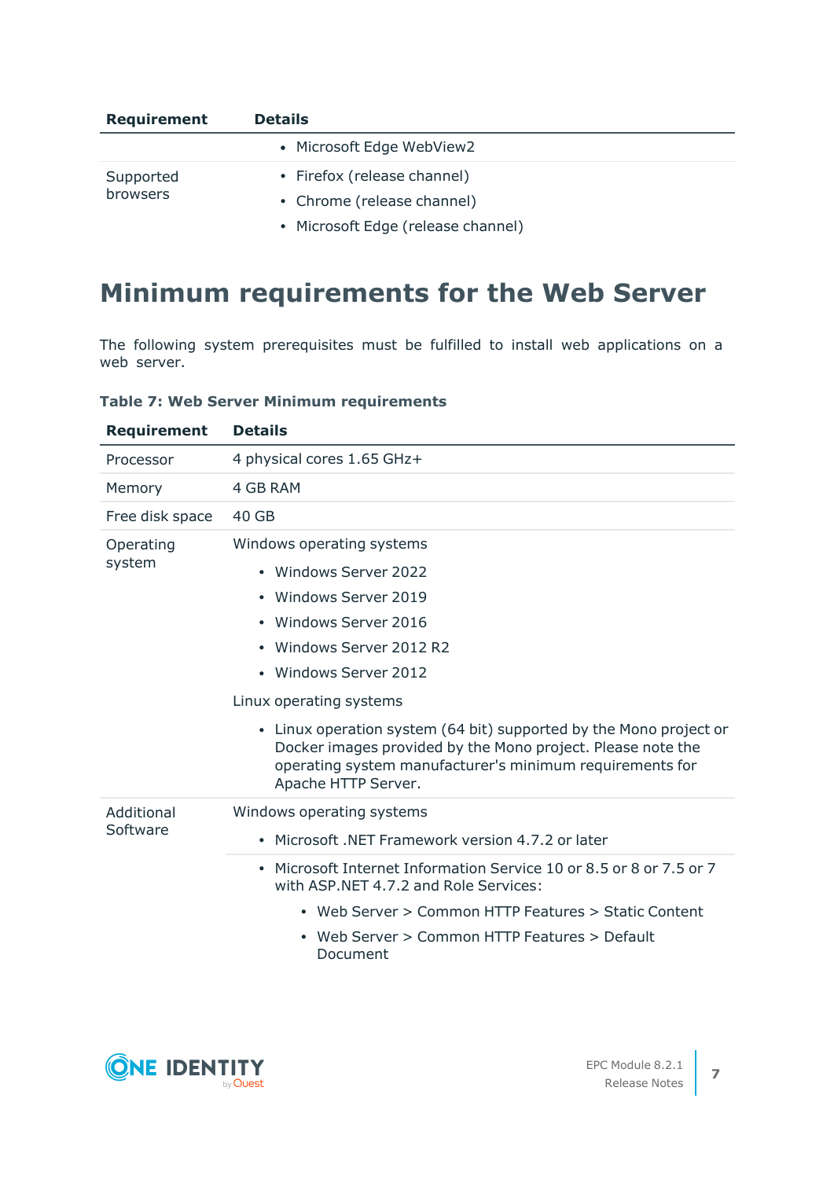| Requirement | Details |
|---|---|
| | • Microsoft Edge WebView2 |
| Supported browsers | • Firefox (release channel)<br>• Chrome (release channel)<br>• Microsoft Edge (release channel) |

## Minimum requirements for the Web Server

The following system prerequisites must be fulfilled to install web applications on a web server.

**Table 7: Web Server Minimum requirements**

| Requirement | Details |
|---|---|
| Processor | 4 physical cores 1.65 GHz+ |
| Memory | 4 GB RAM |
| Free disk space | 40 GB |
| Operating system | Windows operating systems<br>• Windows Server 2022<br>• Windows Server 2019<br>• Windows Server 2016<br>• Windows Server 2012 R2<br>• Windows Server 2012<br>Linux operating systems<br>• Linux operation system (64 bit) supported by the Mono project or Docker images provided by the Mono project. Please note the operating system manufacturer's minimum requirements for Apache HTTP Server. |
| Additional Software | Windows operating systems<br>• Microsoft .NET Framework version 4.7.2 or later |
| | • Microsoft Internet Information Service 10 or 8.5 or 8 or 7.5 or 7 with ASP.NET 4.7.2 and Role Services:<br>  • Web Server > Common HTTP Features > Static Content<br>  • Web Server > Common HTTP Features > Default Document |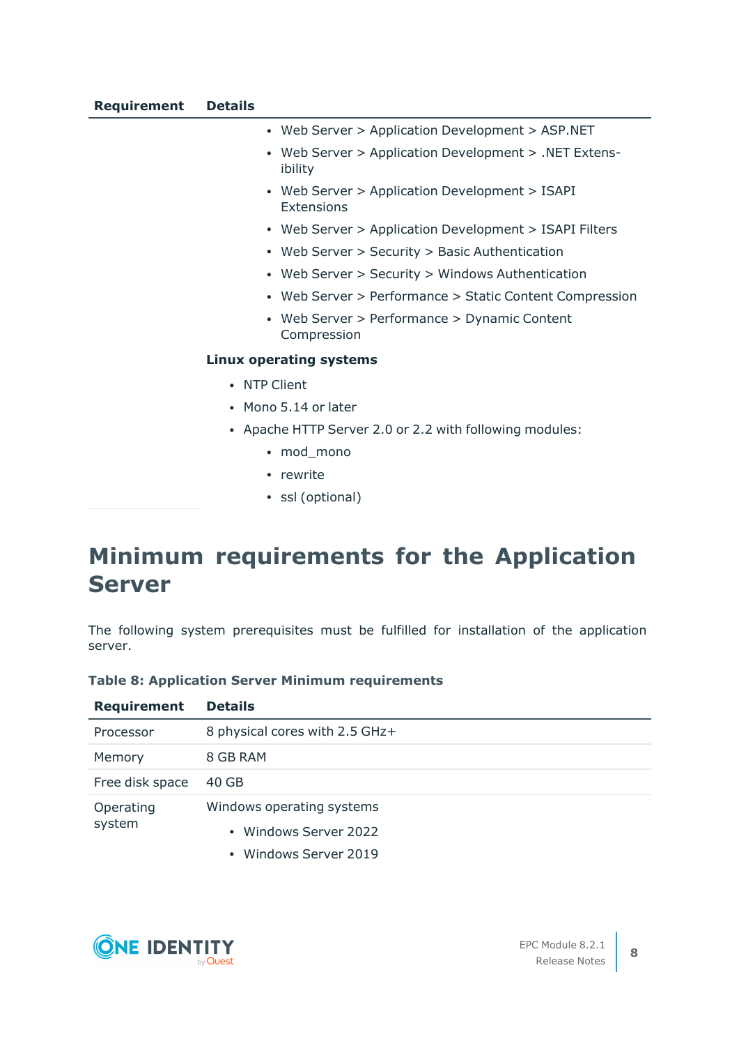| Requirement | Details |
|---|---|
| | • Web Server > Application Development > ASP.NET<br>• Web Server > Application Development > .NET Extensibility<br>• Web Server > Application Development > ISAPI Extensions<br>• Web Server > Application Development > ISAPI Filters<br>• Web Server > Security > Basic Authentication<br>• Web Server > Security > Windows Authentication<br>• Web Server > Performance > Static Content Compression<br>• Web Server > Performance > Dynamic Content Compression<br>**Linux operating systems**<br>• NTP Client<br>• Mono 5.14 or later<br>• Apache HTTP Server 2.0 or 2.2 with following modules:<br>  • mod_mono<br>  • rewrite<br>  • ssl (optional) |

# Minimum requirements for the Application Server

The following system prerequisites must be fulfilled for installation of the application server.

**Table 8: Application Server Minimum requirements**

| Requirement | Details |
|---|---|
| Processor | 8 physical cores with 2.5 GHz+ |
| Memory | 8 GB RAM |
| Free disk space | 40 GB |
| Operating system | Windows operating systems<br>• Windows Server 2022<br>• Windows Server 2019 |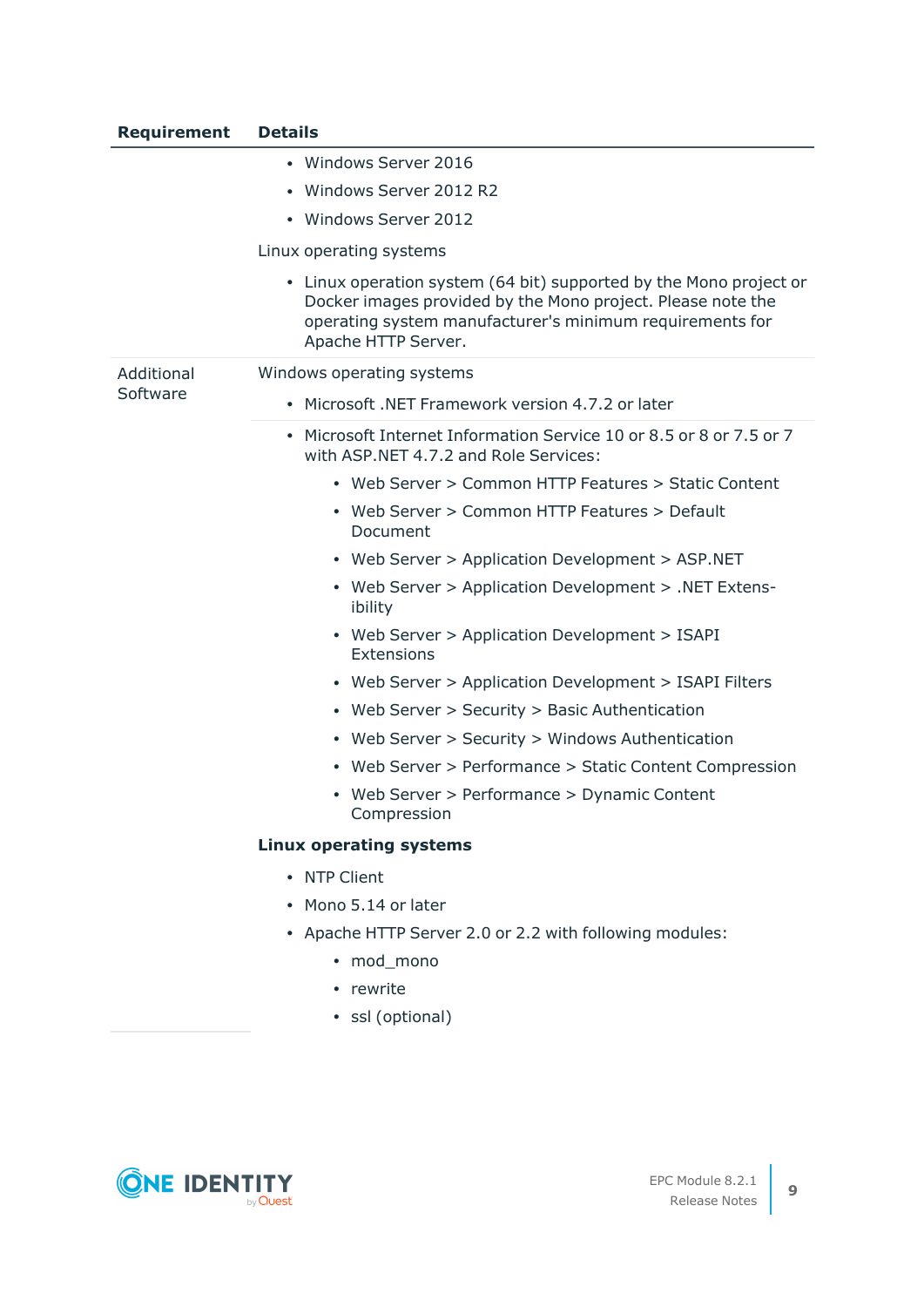| Requirement | Details |
|---|---|
| | • Windows Server 2016<br>• Windows Server 2012 R2<br>• Windows Server 2012<br><br>Linux operating systems<br><br>• Linux operation system (64 bit) supported by the Mono project or Docker images provided by the Mono project. Please note the operating system manufacturer's minimum requirements for Apache HTTP Server. |
| Additional Software | Windows operating systems<br><br>• Microsoft .NET Framework version 4.7.2 or later |
| | • Microsoft Internet Information Service 10 or 8.5 or 8 or 7.5 or 7 with ASP.NET 4.7.2 and Role Services:<br>  • Web Server > Common HTTP Features > Static Content<br>  • Web Server > Common HTTP Features > Default Document<br>  • Web Server > Application Development > ASP.NET<br>  • Web Server > Application Development > .NET Extensibility<br>  • Web Server > Application Development > ISAPI Extensions<br>  • Web Server > Application Development > ISAPI Filters<br>  • Web Server > Security > Basic Authentication<br>  • Web Server > Security > Windows Authentication<br>  • Web Server > Performance > Static Content Compression<br>  • Web Server > Performance > Dynamic Content Compression<br><br>**Linux operating systems**<br><br>• NTP Client<br>• Mono 5.14 or later<br>• Apache HTTP Server 2.0 or 2.2 with following modules:<br>  • mod_mono<br>  • rewrite<br>  • ssl (optional) |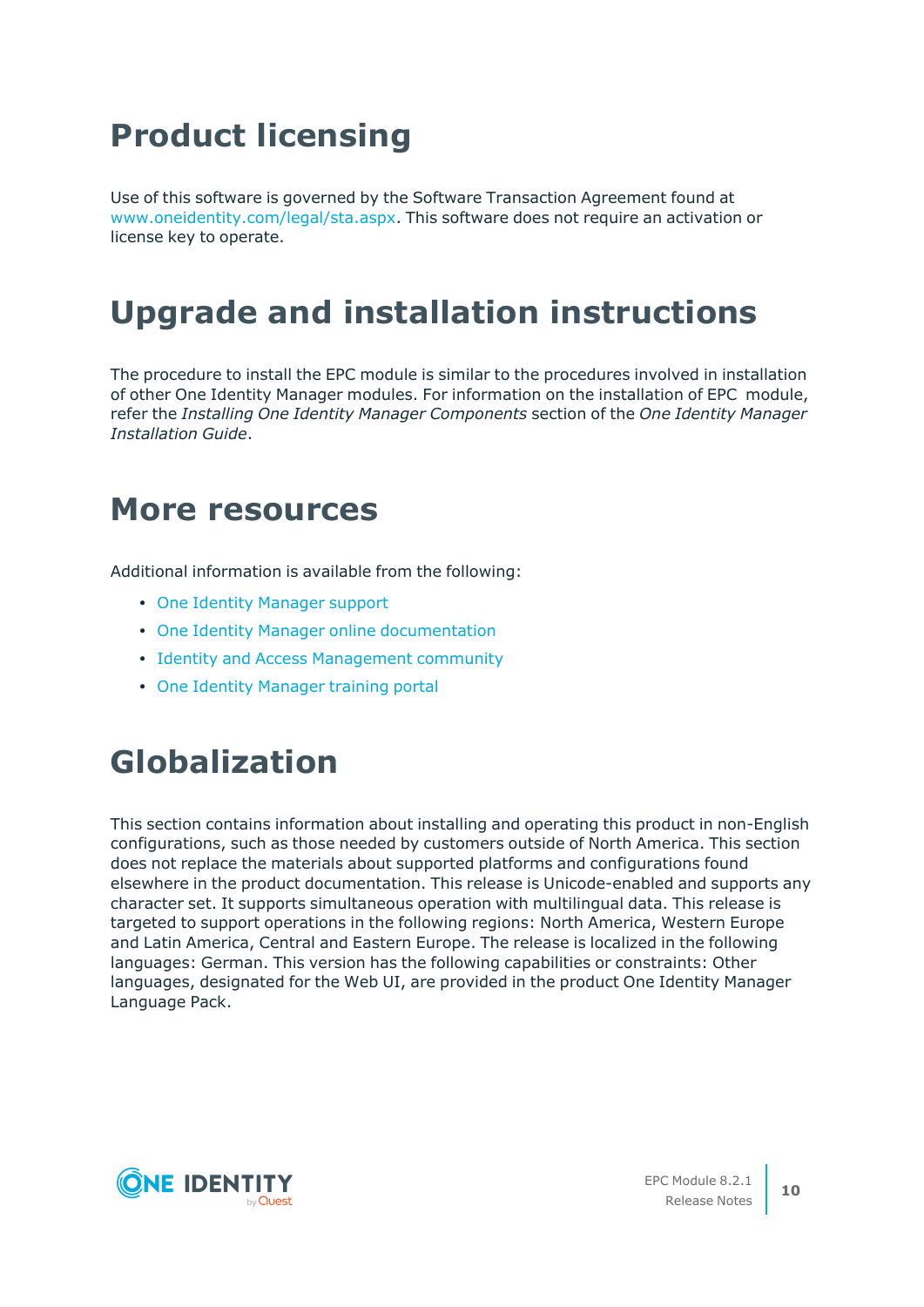# Product licensing

Use of this software is governed by the Software Transaction Agreement found at www.oneidentity.com/legal/sta.aspx. This software does not require an activation or license key to operate.

# Upgrade and installation instructions

The procedure to install the EPC module is similar to the procedures involved in installation of other One Identity Manager modules. For information on the installation of EPC module, refer the *Installing One Identity Manager Components* section of the *One Identity Manager Installation Guide*.

# More resources

Additional information is available from the following:

- One Identity Manager support
- One Identity Manager online documentation
- Identity and Access Management community
- One Identity Manager training portal

# Globalization

This section contains information about installing and operating this product in non-English configurations, such as those needed by customers outside of North America. This section does not replace the materials about supported platforms and configurations found elsewhere in the product documentation. This release is Unicode-enabled and supports any character set. It supports simultaneous operation with multilingual data. This release is targeted to support operations in the following regions: North America, Western Europe and Latin America, Central and Eastern Europe. The release is localized in the following languages: German. This version has the following capabilities or constraints: Other languages, designated for the Web UI, are provided in the product One Identity Manager Language Pack.